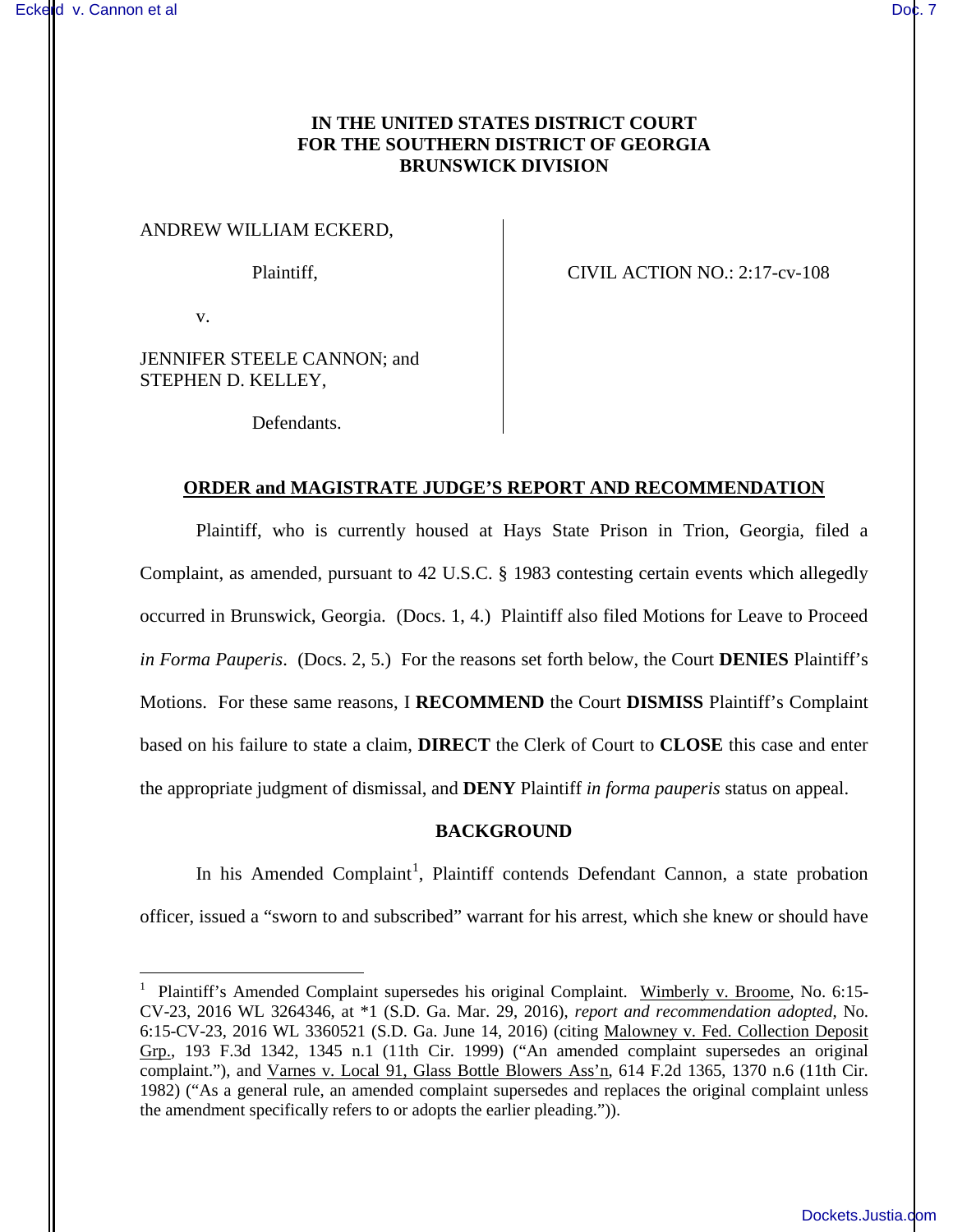**IN THE UNITED STATES DISTRICT COURT**
**FOR THE SOUTHERN DISTRICT OF GEORGIA**
**BRUNSWICK DIVISION**

| | |
|---|---|
| ANDREW WILLIAM ECKERD,<br><br>Plaintiff,<br><br>v.<br><br>JENNIFER STEELE CANNON; and STEPHEN D. KELLEY,<br><br>Defendants. | CIVIL ACTION NO.: 2:17-cv-108 |

**ORDER and MAGISTRATE JUDGE'S REPORT AND RECOMMENDATION**

Plaintiff, who is currently housed at Hays State Prison in Trion, Georgia, filed a Complaint, as amended, pursuant to 42 U.S.C. § 1983 contesting certain events which allegedly occurred in Brunswick, Georgia. (Docs. 1, 4.) Plaintiff also filed Motions for Leave to Proceed *in Forma Pauperis*. (Docs. 2, 5.) For the reasons set forth below, the Court **DENIES** Plaintiff's Motions. For these same reasons, I **RECOMMEND** the Court **DISMISS** Plaintiff's Complaint based on his failure to state a claim, **DIRECT** the Clerk of Court to **CLOSE** this case and enter the appropriate judgment of dismissal, and **DENY** Plaintiff *in forma pauperis* status on appeal.

**BACKGROUND**

In his Amended Complaint[1], Plaintiff contends Defendant Cannon, a state probation officer, issued a "sworn to and subscribed" warrant for his arrest, which she knew or should have

---

[1] Plaintiff's Amended Complaint supersedes his original Complaint. Wimberly v. Broome, No. 6:15-CV-23, 2016 WL 3264346, at *1 (S.D. Ga. Mar. 29, 2016), *report and recommendation adopted*, No. 6:15-CV-23, 2016 WL 3360521 (S.D. Ga. June 14, 2016) (citing Malowney v. Fed. Collection Deposit Grp., 193 F.3d 1342, 1345 n.1 (11th Cir. 1999) ("An amended complaint supersedes an original complaint."), and Varnes v. Local 91, Glass Bottle Blowers Ass'n, 614 F.2d 1365, 1370 n.6 (11th Cir. 1982) ("As a general rule, an amended complaint supersedes and replaces the original complaint unless the amendment specifically refers to or adopts the earlier pleading.")).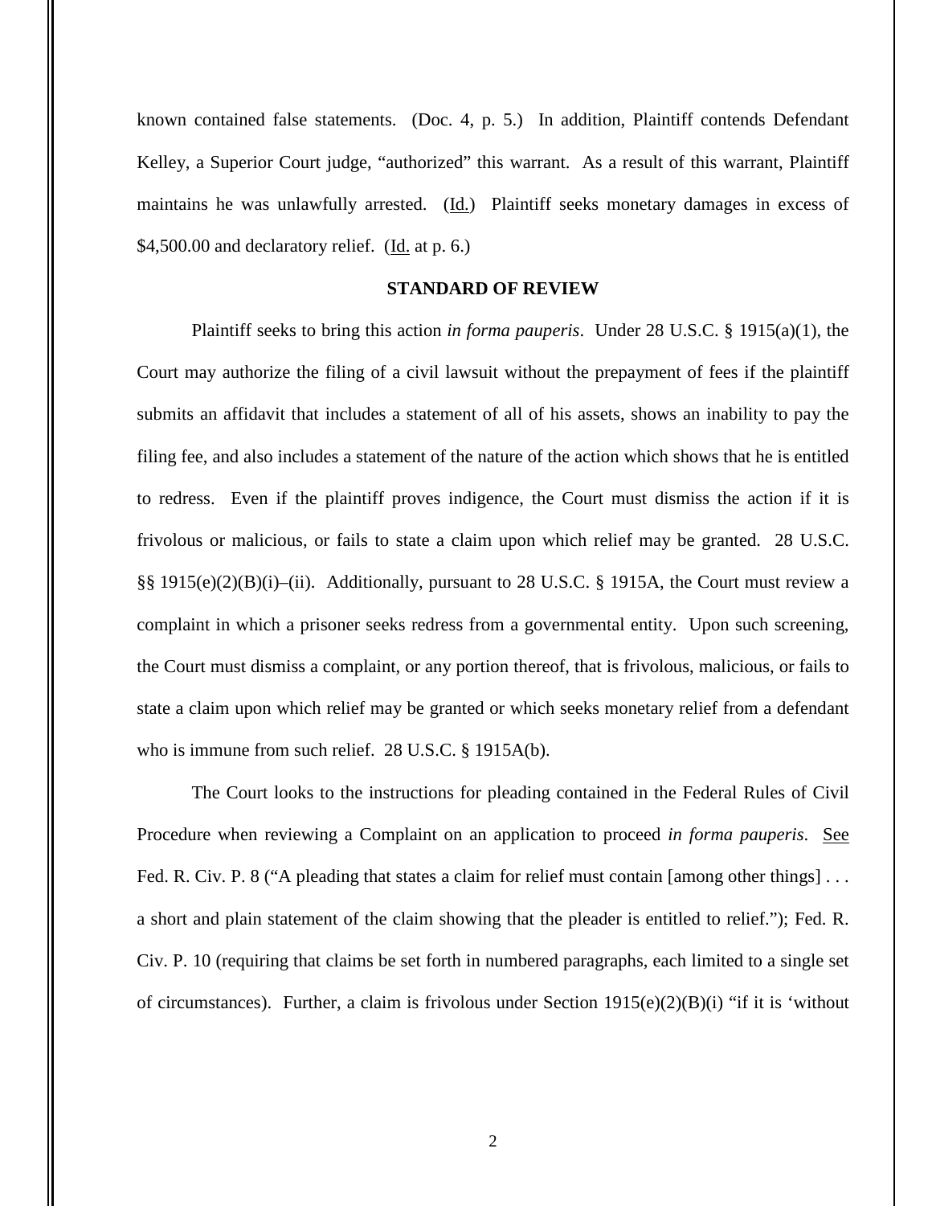known contained false statements. (Doc. 4, p. 5.) In addition, Plaintiff contends Defendant Kelley, a Superior Court judge, "authorized" this warrant. As a result of this warrant, Plaintiff maintains he was unlawfully arrested. (Id.) Plaintiff seeks monetary damages in excess of $4,500.00 and declaratory relief. (Id. at p. 6.)

**STANDARD OF REVIEW**

Plaintiff seeks to bring this action *in forma pauperis*. Under 28 U.S.C. § 1915(a)(1), the Court may authorize the filing of a civil lawsuit without the prepayment of fees if the plaintiff submits an affidavit that includes a statement of all of his assets, shows an inability to pay the filing fee, and also includes a statement of the nature of the action which shows that he is entitled to redress. Even if the plaintiff proves indigence, the Court must dismiss the action if it is frivolous or malicious, or fails to state a claim upon which relief may be granted. 28 U.S.C. §§ 1915(e)(2)(B)(i)–(ii). Additionally, pursuant to 28 U.S.C. § 1915A, the Court must review a complaint in which a prisoner seeks redress from a governmental entity. Upon such screening, the Court must dismiss a complaint, or any portion thereof, that is frivolous, malicious, or fails to state a claim upon which relief may be granted or which seeks monetary relief from a defendant who is immune from such relief. 28 U.S.C. § 1915A(b).

The Court looks to the instructions for pleading contained in the Federal Rules of Civil Procedure when reviewing a Complaint on an application to proceed *in forma pauperis*. See Fed. R. Civ. P. 8 ("A pleading that states a claim for relief must contain [among other things] . . . a short and plain statement of the claim showing that the pleader is entitled to relief."); Fed. R. Civ. P. 10 (requiring that claims be set forth in numbered paragraphs, each limited to a single set of circumstances). Further, a claim is frivolous under Section 1915(e)(2)(B)(i) "if it is 'without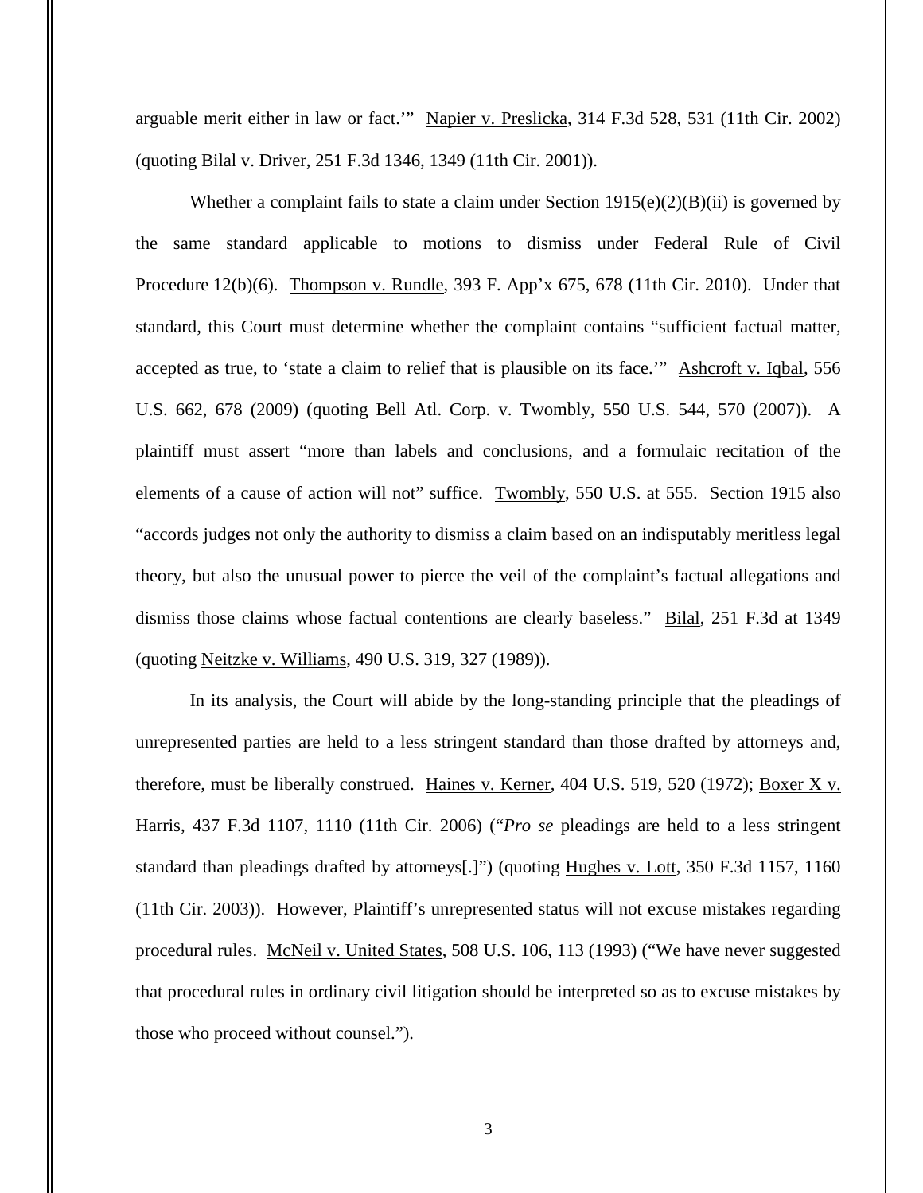arguable merit either in law or fact.'" Napier v. Preslicka, 314 F.3d 528, 531 (11th Cir. 2002) (quoting Bilal v. Driver, 251 F.3d 1346, 1349 (11th Cir. 2001)).

Whether a complaint fails to state a claim under Section 1915(e)(2)(B)(ii) is governed by the same standard applicable to motions to dismiss under Federal Rule of Civil Procedure 12(b)(6). Thompson v. Rundle, 393 F. App'x 675, 678 (11th Cir. 2010). Under that standard, this Court must determine whether the complaint contains "sufficient factual matter, accepted as true, to 'state a claim to relief that is plausible on its face.'" Ashcroft v. Iqbal, 556 U.S. 662, 678 (2009) (quoting Bell Atl. Corp. v. Twombly, 550 U.S. 544, 570 (2007)). A plaintiff must assert "more than labels and conclusions, and a formulaic recitation of the elements of a cause of action will not" suffice. Twombly, 550 U.S. at 555. Section 1915 also "accords judges not only the authority to dismiss a claim based on an indisputably meritless legal theory, but also the unusual power to pierce the veil of the complaint's factual allegations and dismiss those claims whose factual contentions are clearly baseless." Bilal, 251 F.3d at 1349 (quoting Neitzke v. Williams, 490 U.S. 319, 327 (1989)).

In its analysis, the Court will abide by the long-standing principle that the pleadings of unrepresented parties are held to a less stringent standard than those drafted by attorneys and, therefore, must be liberally construed. Haines v. Kerner, 404 U.S. 519, 520 (1972); Boxer X v. Harris, 437 F.3d 1107, 1110 (11th Cir. 2006) ("*Pro se* pleadings are held to a less stringent standard than pleadings drafted by attorneys[.]") (quoting Hughes v. Lott, 350 F.3d 1157, 1160 (11th Cir. 2003)). However, Plaintiff's unrepresented status will not excuse mistakes regarding procedural rules. McNeil v. United States, 508 U.S. 106, 113 (1993) ("We have never suggested that procedural rules in ordinary civil litigation should be interpreted so as to excuse mistakes by those who proceed without counsel.").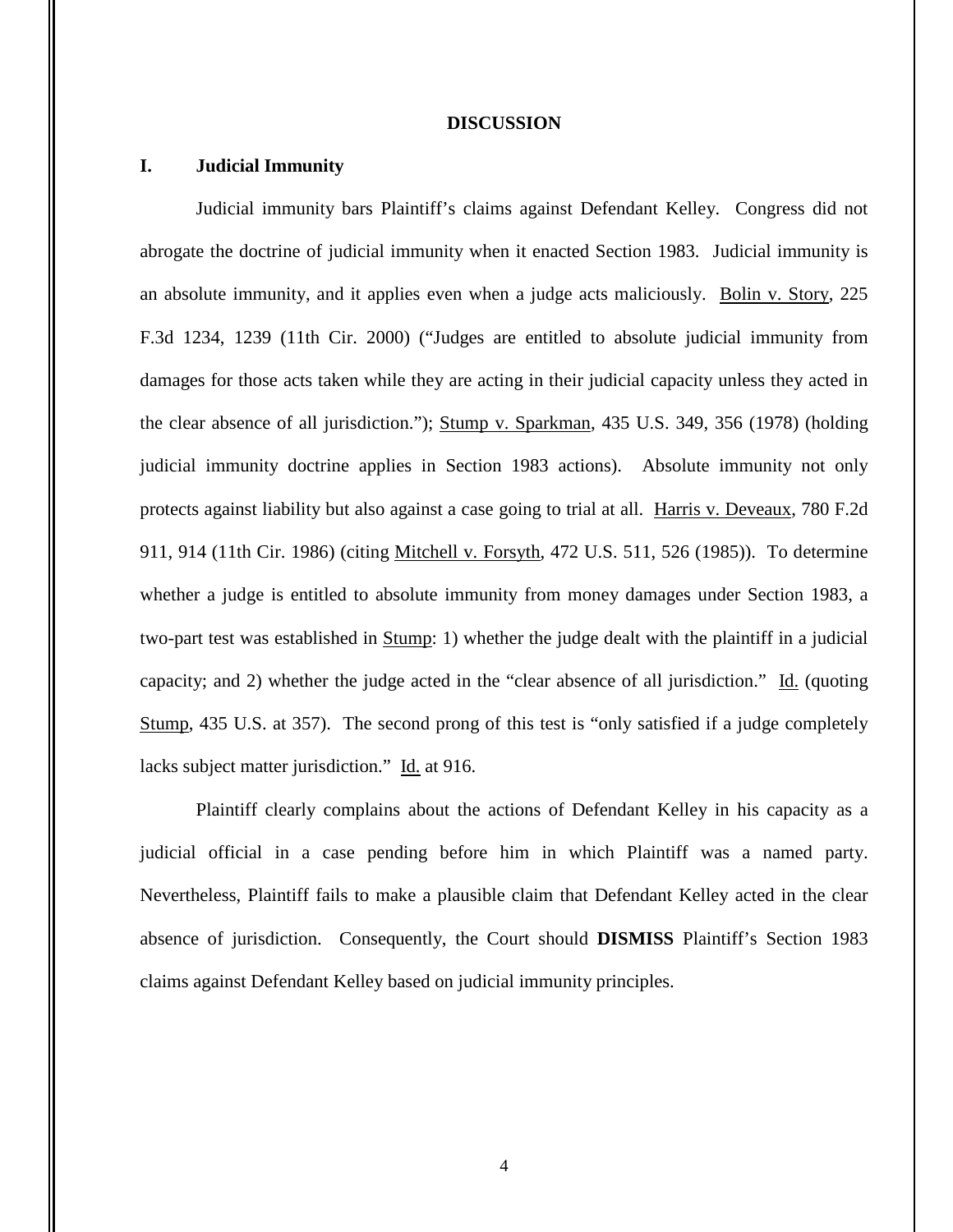## DISCUSSION

### I. Judicial Immunity

Judicial immunity bars Plaintiff's claims against Defendant Kelley. Congress did not abrogate the doctrine of judicial immunity when it enacted Section 1983. Judicial immunity is an absolute immunity, and it applies even when a judge acts maliciously. Bolin v. Story, 225 F.3d 1234, 1239 (11th Cir. 2000) ("Judges are entitled to absolute judicial immunity from damages for those acts taken while they are acting in their judicial capacity unless they acted in the clear absence of all jurisdiction."); Stump v. Sparkman, 435 U.S. 349, 356 (1978) (holding judicial immunity doctrine applies in Section 1983 actions). Absolute immunity not only protects against liability but also against a case going to trial at all. Harris v. Deveaux, 780 F.2d 911, 914 (11th Cir. 1986) (citing Mitchell v. Forsyth, 472 U.S. 511, 526 (1985)). To determine whether a judge is entitled to absolute immunity from money damages under Section 1983, a two-part test was established in Stump: 1) whether the judge dealt with the plaintiff in a judicial capacity; and 2) whether the judge acted in the "clear absence of all jurisdiction." Id. (quoting Stump, 435 U.S. at 357). The second prong of this test is "only satisfied if a judge completely lacks subject matter jurisdiction." Id. at 916.

Plaintiff clearly complains about the actions of Defendant Kelley in his capacity as a judicial official in a case pending before him in which Plaintiff was a named party. Nevertheless, Plaintiff fails to make a plausible claim that Defendant Kelley acted in the clear absence of jurisdiction. Consequently, the Court should **DISMISS** Plaintiff's Section 1983 claims against Defendant Kelley based on judicial immunity principles.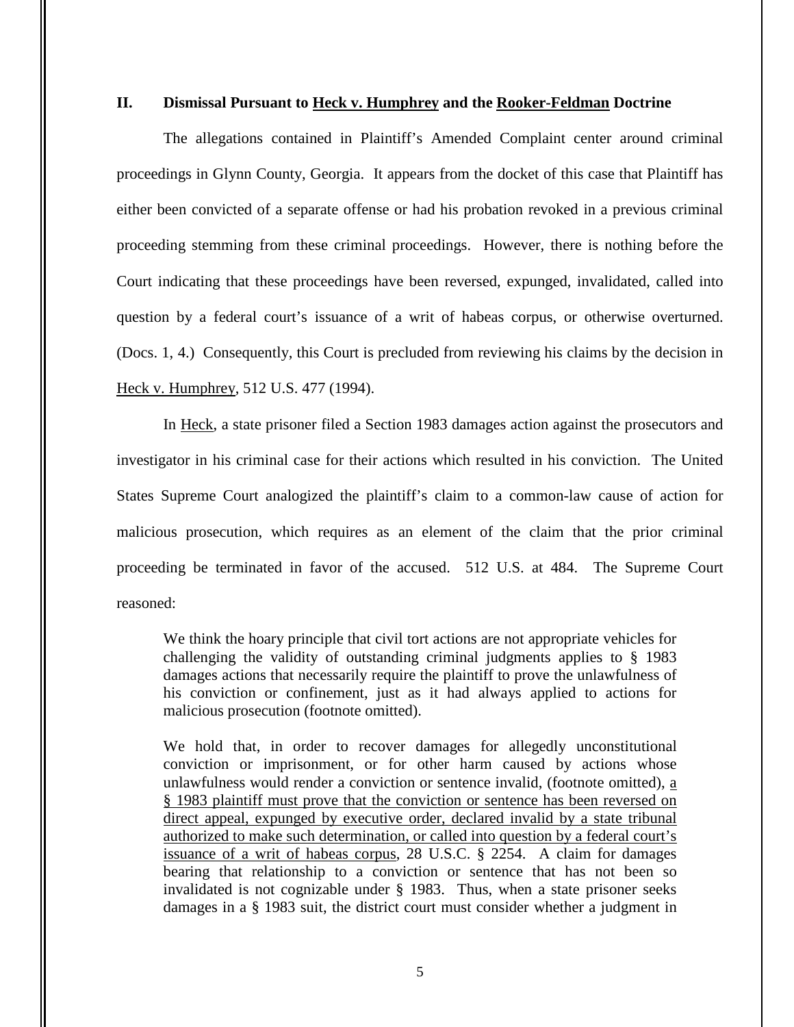## II. Dismissal Pursuant to Heck v. Humphrey and the Rooker-Feldman Doctrine

The allegations contained in Plaintiff's Amended Complaint center around criminal proceedings in Glynn County, Georgia. It appears from the docket of this case that Plaintiff has either been convicted of a separate offense or had his probation revoked in a previous criminal proceeding stemming from these criminal proceedings. However, there is nothing before the Court indicating that these proceedings have been reversed, expunged, invalidated, called into question by a federal court's issuance of a writ of habeas corpus, or otherwise overturned. (Docs. 1, 4.) Consequently, this Court is precluded from reviewing his claims by the decision in Heck v. Humphrey, 512 U.S. 477 (1994).

In Heck, a state prisoner filed a Section 1983 damages action against the prosecutors and investigator in his criminal case for their actions which resulted in his conviction. The United States Supreme Court analogized the plaintiff's claim to a common-law cause of action for malicious prosecution, which requires as an element of the claim that the prior criminal proceeding be terminated in favor of the accused. 512 U.S. at 484. The Supreme Court reasoned:

> We think the hoary principle that civil tort actions are not appropriate vehicles for challenging the validity of outstanding criminal judgments applies to § 1983 damages actions that necessarily require the plaintiff to prove the unlawfulness of his conviction or confinement, just as it had always applied to actions for malicious prosecution (footnote omitted).
>
> We hold that, in order to recover damages for allegedly unconstitutional conviction or imprisonment, or for other harm caused by actions whose unlawfulness would render a conviction or sentence invalid, (footnote omitted), <u>a § 1983 plaintiff must prove that the conviction or sentence has been reversed on direct appeal, expunged by executive order, declared invalid by a state tribunal authorized to make such determination, or called into question by a federal court's issuance of a writ of habeas corpus</u>, 28 U.S.C. § 2254. A claim for damages bearing that relationship to a conviction or sentence that has not been so invalidated is not cognizable under § 1983. Thus, when a state prisoner seeks damages in a § 1983 suit, the district court must consider whether a judgment in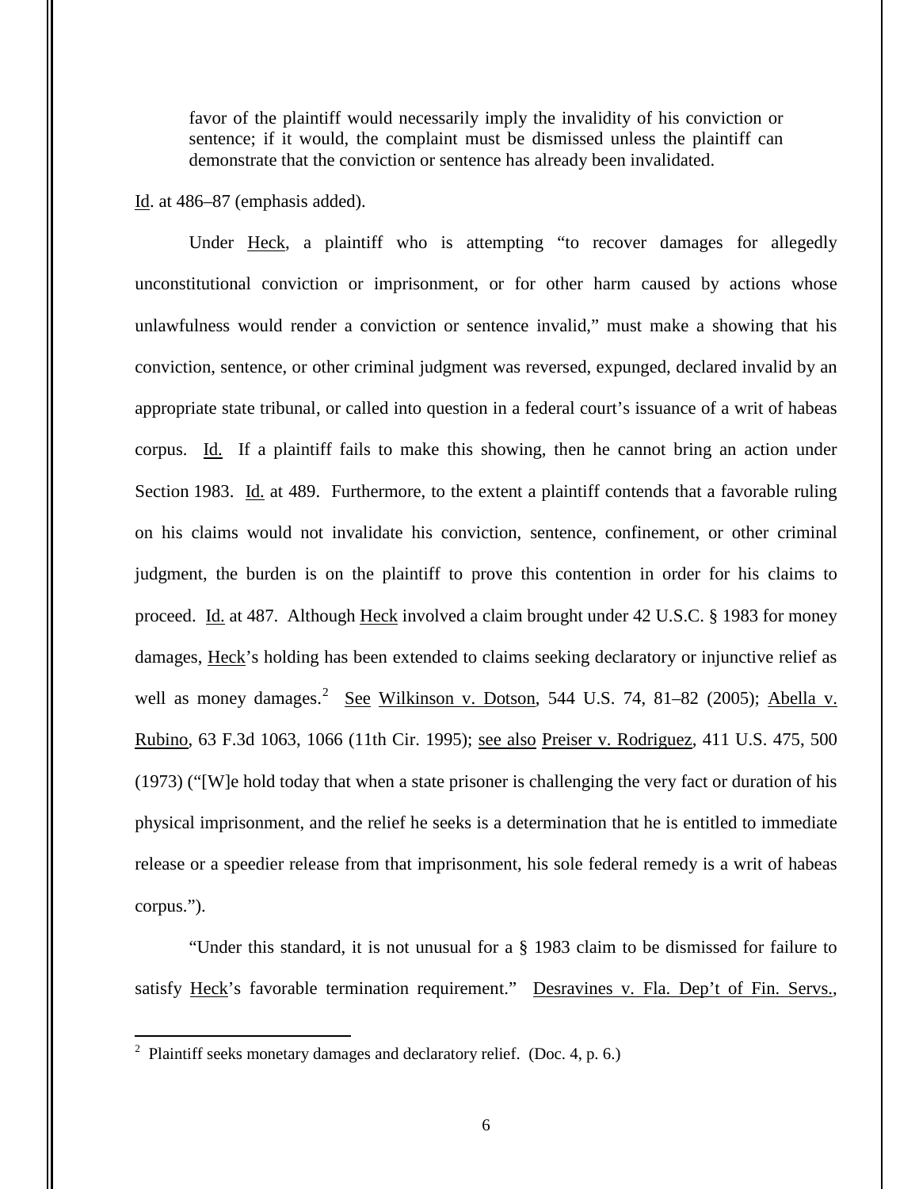> favor of the plaintiff would necessarily imply the invalidity of his conviction or sentence; if it would, the complaint must be dismissed unless the plaintiff can demonstrate that the conviction or sentence has already been invalidated.

Id. at 486–87 (emphasis added).

Under Heck, a plaintiff who is attempting "to recover damages for allegedly unconstitutional conviction or imprisonment, or for other harm caused by actions whose unlawfulness would render a conviction or sentence invalid," must make a showing that his conviction, sentence, or other criminal judgment was reversed, expunged, declared invalid by an appropriate state tribunal, or called into question in a federal court's issuance of a writ of habeas corpus. Id. If a plaintiff fails to make this showing, then he cannot bring an action under Section 1983. Id. at 489. Furthermore, to the extent a plaintiff contends that a favorable ruling on his claims would not invalidate his conviction, sentence, confinement, or other criminal judgment, the burden is on the plaintiff to prove this contention in order for his claims to proceed. Id. at 487. Although Heck involved a claim brought under 42 U.S.C. § 1983 for money damages, Heck's holding has been extended to claims seeking declaratory or injunctive relief as well as money damages.[2] See Wilkinson v. Dotson, 544 U.S. 74, 81–82 (2005); Abella v. Rubino, 63 F.3d 1063, 1066 (11th Cir. 1995); see also Preiser v. Rodriguez, 411 U.S. 475, 500 (1973) ("[W]e hold today that when a state prisoner is challenging the very fact or duration of his physical imprisonment, and the relief he seeks is a determination that he is entitled to immediate release or a speedier release from that imprisonment, his sole federal remedy is a writ of habeas corpus.").

"Under this standard, it is not unusual for a § 1983 claim to be dismissed for failure to satisfy Heck's favorable termination requirement." Desravines v. Fla. Dep't of Fin. Servs.,

---

[2] Plaintiff seeks monetary damages and declaratory relief. (Doc. 4, p. 6.)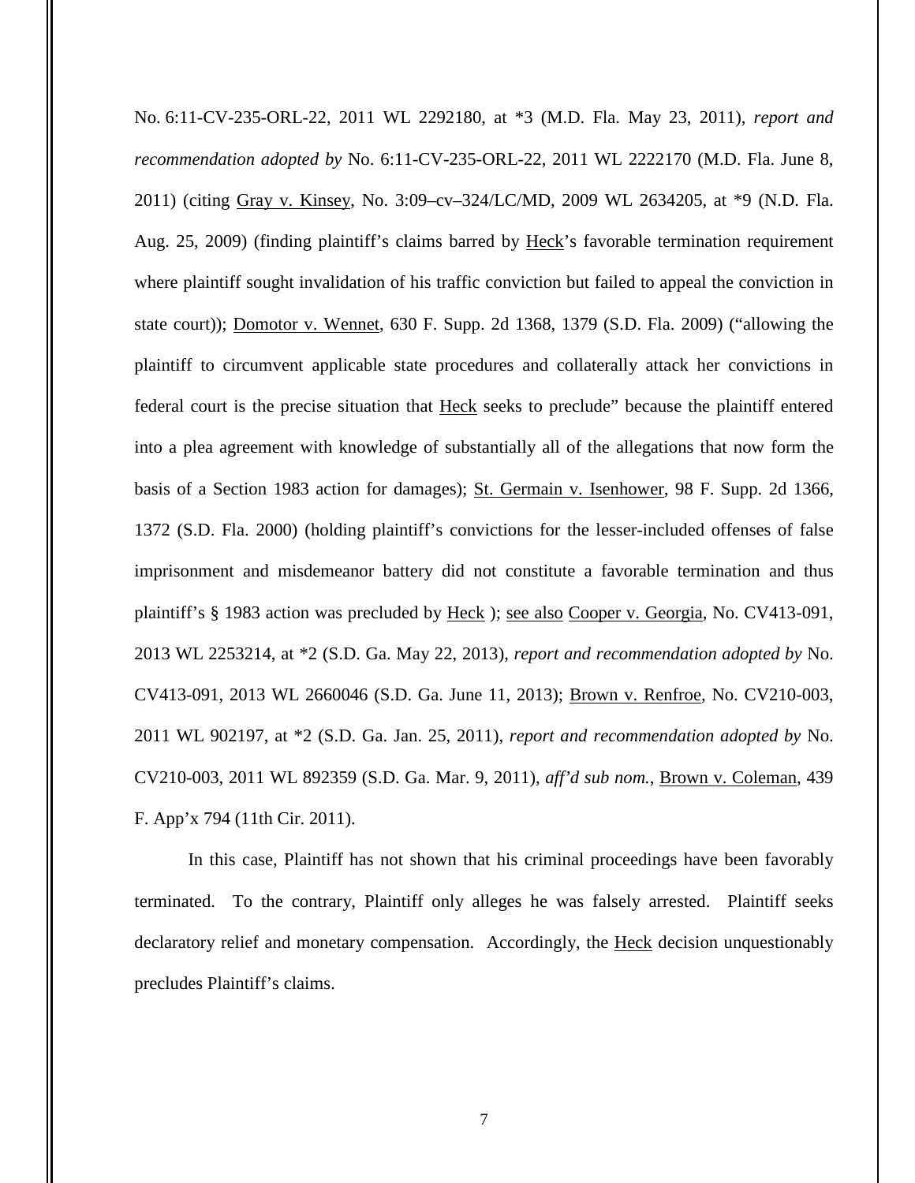No. 6:11-CV-235-ORL-22, 2011 WL 2292180, at *3 (M.D. Fla. May 23, 2011), *report and recommendation adopted by* No. 6:11-CV-235-ORL-22, 2011 WL 2222170 (M.D. Fla. June 8, 2011) (citing Gray v. Kinsey, No. 3:09–cv–324/LC/MD, 2009 WL 2634205, at *9 (N.D. Fla. Aug. 25, 2009) (finding plaintiff's claims barred by Heck's favorable termination requirement where plaintiff sought invalidation of his traffic conviction but failed to appeal the conviction in state court)); Domotor v. Wennet, 630 F. Supp. 2d 1368, 1379 (S.D. Fla. 2009) ("allowing the plaintiff to circumvent applicable state procedures and collaterally attack her convictions in federal court is the precise situation that Heck seeks to preclude" because the plaintiff entered into a plea agreement with knowledge of substantially all of the allegations that now form the basis of a Section 1983 action for damages); St. Germain v. Isenhower, 98 F. Supp. 2d 1366, 1372 (S.D. Fla. 2000) (holding plaintiff's convictions for the lesser-included offenses of false imprisonment and misdemeanor battery did not constitute a favorable termination and thus plaintiff's § 1983 action was precluded by Heck ); see also Cooper v. Georgia, No. CV413-091, 2013 WL 2253214, at *2 (S.D. Ga. May 22, 2013), *report and recommendation adopted by* No. CV413-091, 2013 WL 2660046 (S.D. Ga. June 11, 2013); Brown v. Renfroe, No. CV210-003, 2011 WL 902197, at *2 (S.D. Ga. Jan. 25, 2011), *report and recommendation adopted by* No. CV210-003, 2011 WL 892359 (S.D. Ga. Mar. 9, 2011), *aff'd sub nom.*, Brown v. Coleman, 439 F. App'x 794 (11th Cir. 2011).

In this case, Plaintiff has not shown that his criminal proceedings have been favorably terminated. To the contrary, Plaintiff only alleges he was falsely arrested. Plaintiff seeks declaratory relief and monetary compensation. Accordingly, the Heck decision unquestionably precludes Plaintiff's claims.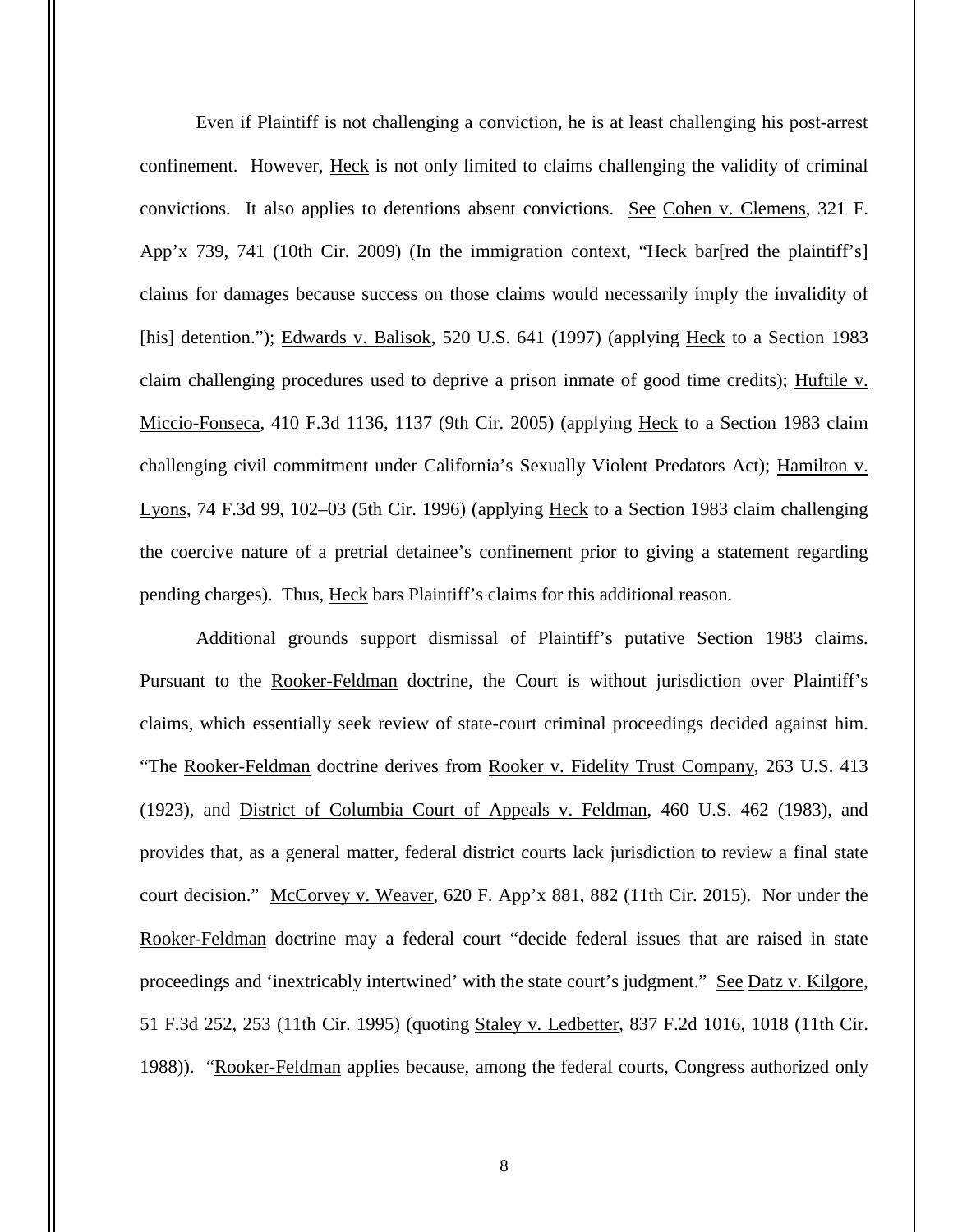Even if Plaintiff is not challenging a conviction, he is at least challenging his post-arrest confinement. However, Heck is not only limited to claims challenging the validity of criminal convictions. It also applies to detentions absent convictions. See Cohen v. Clemens, 321 F. App'x 739, 741 (10th Cir. 2009) (In the immigration context, "Heck bar[red the plaintiff's] claims for damages because success on those claims would necessarily imply the invalidity of [his] detention."); Edwards v. Balisok, 520 U.S. 641 (1997) (applying Heck to a Section 1983 claim challenging procedures used to deprive a prison inmate of good time credits); Huftile v. Miccio-Fonseca, 410 F.3d 1136, 1137 (9th Cir. 2005) (applying Heck to a Section 1983 claim challenging civil commitment under California's Sexually Violent Predators Act); Hamilton v. Lyons, 74 F.3d 99, 102–03 (5th Cir. 1996) (applying Heck to a Section 1983 claim challenging the coercive nature of a pretrial detainee's confinement prior to giving a statement regarding pending charges). Thus, Heck bars Plaintiff's claims for this additional reason.

Additional grounds support dismissal of Plaintiff's putative Section 1983 claims. Pursuant to the Rooker-Feldman doctrine, the Court is without jurisdiction over Plaintiff's claims, which essentially seek review of state-court criminal proceedings decided against him. "The Rooker-Feldman doctrine derives from Rooker v. Fidelity Trust Company, 263 U.S. 413 (1923), and District of Columbia Court of Appeals v. Feldman, 460 U.S. 462 (1983), and provides that, as a general matter, federal district courts lack jurisdiction to review a final state court decision." McCorvey v. Weaver, 620 F. App'x 881, 882 (11th Cir. 2015). Nor under the Rooker-Feldman doctrine may a federal court "decide federal issues that are raised in state proceedings and 'inextricably intertwined' with the state court's judgment." See Datz v. Kilgore, 51 F.3d 252, 253 (11th Cir. 1995) (quoting Staley v. Ledbetter, 837 F.2d 1016, 1018 (11th Cir. 1988)). "Rooker-Feldman applies because, among the federal courts, Congress authorized only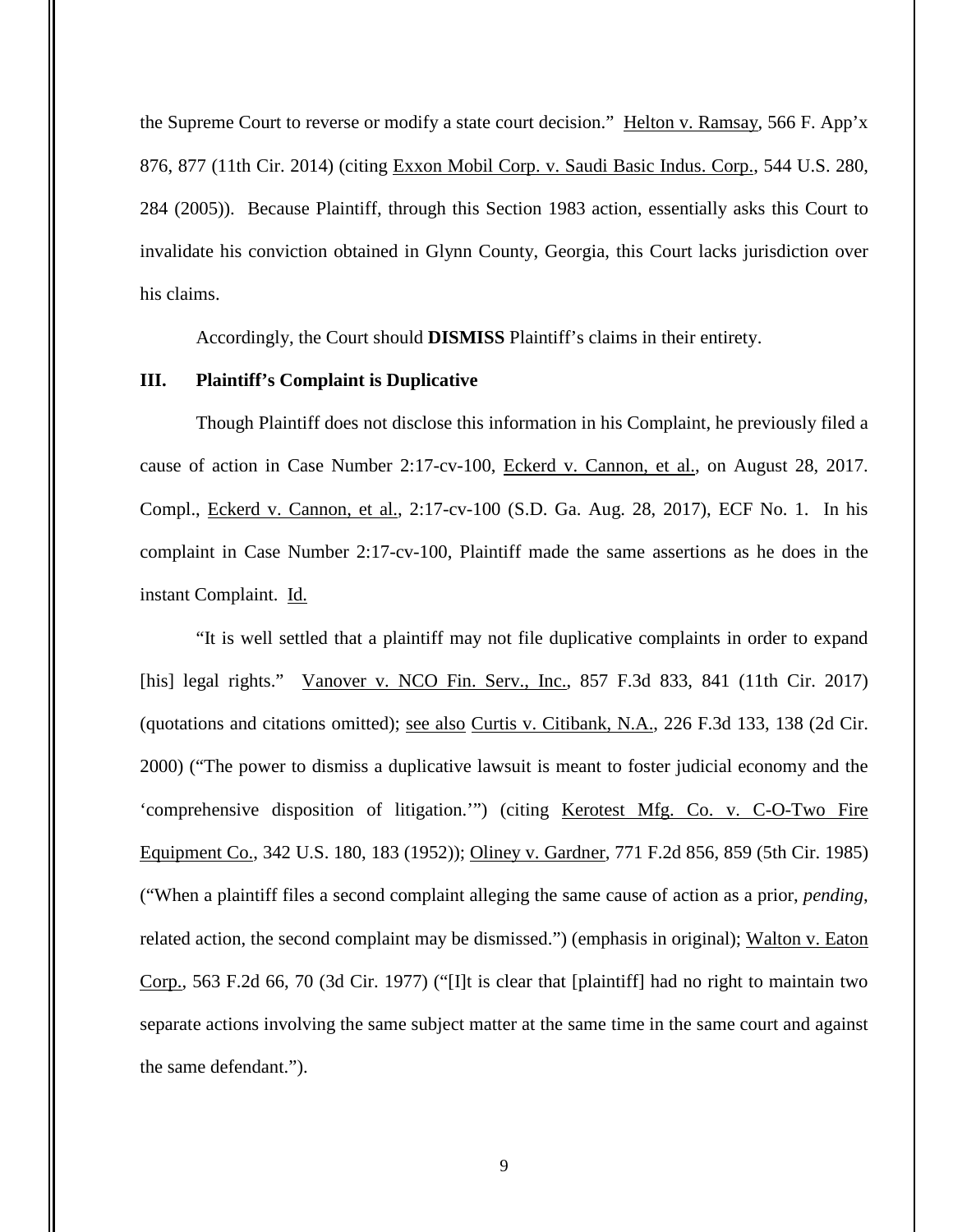the Supreme Court to reverse or modify a state court decision." Helton v. Ramsay, 566 F. App'x 876, 877 (11th Cir. 2014) (citing Exxon Mobil Corp. v. Saudi Basic Indus. Corp., 544 U.S. 280, 284 (2005)). Because Plaintiff, through this Section 1983 action, essentially asks this Court to invalidate his conviction obtained in Glynn County, Georgia, this Court lacks jurisdiction over his claims.

Accordingly, the Court should **DISMISS** Plaintiff's claims in their entirety.

### III. Plaintiff's Complaint is Duplicative

Though Plaintiff does not disclose this information in his Complaint, he previously filed a cause of action in Case Number 2:17-cv-100, Eckerd v. Cannon, et al., on August 28, 2017. Compl., Eckerd v. Cannon, et al., 2:17-cv-100 (S.D. Ga. Aug. 28, 2017), ECF No. 1. In his complaint in Case Number 2:17-cv-100, Plaintiff made the same assertions as he does in the instant Complaint. Id.

"It is well settled that a plaintiff may not file duplicative complaints in order to expand [his] legal rights." Vanover v. NCO Fin. Serv., Inc., 857 F.3d 833, 841 (11th Cir. 2017) (quotations and citations omitted); see also Curtis v. Citibank, N.A., 226 F.3d 133, 138 (2d Cir. 2000) ("The power to dismiss a duplicative lawsuit is meant to foster judicial economy and the 'comprehensive disposition of litigation.'") (citing Kerotest Mfg. Co. v. C-O-Two Fire Equipment Co., 342 U.S. 180, 183 (1952)); Oliney v. Gardner, 771 F.2d 856, 859 (5th Cir. 1985) ("When a plaintiff files a second complaint alleging the same cause of action as a prior, *pending*, related action, the second complaint may be dismissed.") (emphasis in original); Walton v. Eaton Corp., 563 F.2d 66, 70 (3d Cir. 1977) ("[I]t is clear that [plaintiff] had no right to maintain two separate actions involving the same subject matter at the same time in the same court and against the same defendant.").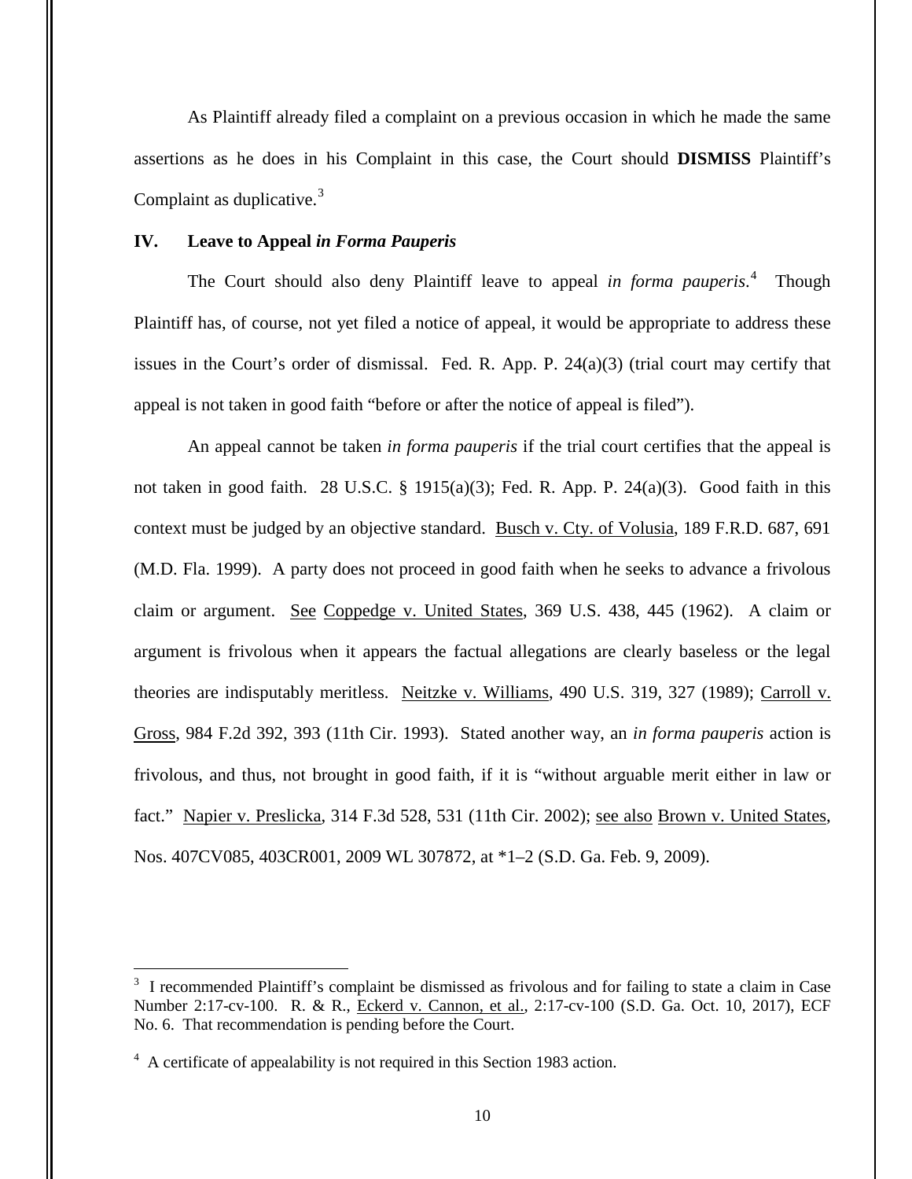As Plaintiff already filed a complaint on a previous occasion in which he made the same assertions as he does in his Complaint in this case, the Court should **DISMISS** Plaintiff's Complaint as duplicative.[3]

## IV. Leave to Appeal *in Forma Pauperis*

The Court should also deny Plaintiff leave to appeal *in forma pauperis*.[4] Though Plaintiff has, of course, not yet filed a notice of appeal, it would be appropriate to address these issues in the Court's order of dismissal. Fed. R. App. P. 24(a)(3) (trial court may certify that appeal is not taken in good faith "before or after the notice of appeal is filed").

An appeal cannot be taken *in forma pauperis* if the trial court certifies that the appeal is not taken in good faith. 28 U.S.C. § 1915(a)(3); Fed. R. App. P. 24(a)(3). Good faith in this context must be judged by an objective standard. Busch v. Cty. of Volusia, 189 F.R.D. 687, 691 (M.D. Fla. 1999). A party does not proceed in good faith when he seeks to advance a frivolous claim or argument. See Coppedge v. United States, 369 U.S. 438, 445 (1962). A claim or argument is frivolous when it appears the factual allegations are clearly baseless or the legal theories are indisputably meritless. Neitzke v. Williams, 490 U.S. 319, 327 (1989); Carroll v. Gross, 984 F.2d 392, 393 (11th Cir. 1993). Stated another way, an *in forma pauperis* action is frivolous, and thus, not brought in good faith, if it is "without arguable merit either in law or fact." Napier v. Preslicka, 314 F.3d 528, 531 (11th Cir. 2002); see also Brown v. United States, Nos. 407CV085, 403CR001, 2009 WL 307872, at *1–2 (S.D. Ga. Feb. 9, 2009).

---

[3] I recommended Plaintiff's complaint be dismissed as frivolous and for failing to state a claim in Case Number 2:17-cv-100. R. & R., Eckerd v. Cannon, et al., 2:17-cv-100 (S.D. Ga. Oct. 10, 2017), ECF No. 6. That recommendation is pending before the Court.

[4] A certificate of appealability is not required in this Section 1983 action.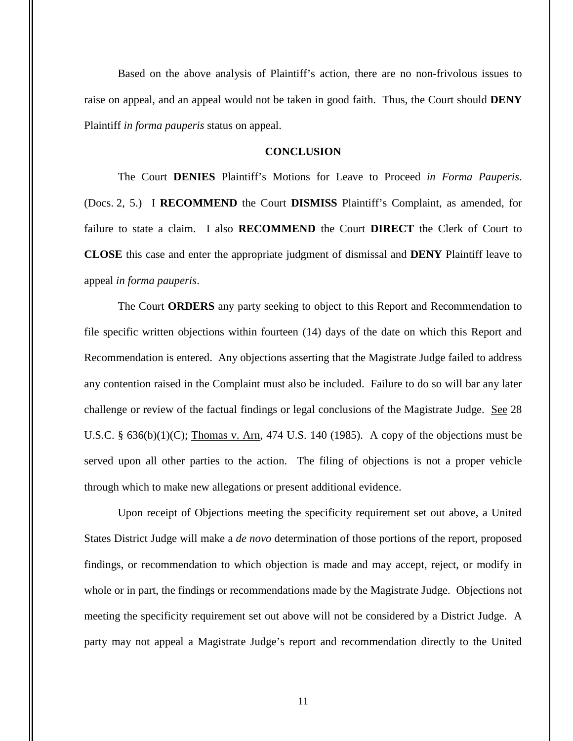Based on the above analysis of Plaintiff's action, there are no non-frivolous issues to raise on appeal, and an appeal would not be taken in good faith. Thus, the Court should **DENY** Plaintiff *in forma pauperis* status on appeal.

## CONCLUSION

The Court **DENIES** Plaintiff's Motions for Leave to Proceed *in Forma Pauperis*. (Docs. 2, 5.) I **RECOMMEND** the Court **DISMISS** Plaintiff's Complaint, as amended, for failure to state a claim. I also **RECOMMEND** the Court **DIRECT** the Clerk of Court to **CLOSE** this case and enter the appropriate judgment of dismissal and **DENY** Plaintiff leave to appeal *in forma pauperis*.

The Court **ORDERS** any party seeking to object to this Report and Recommendation to file specific written objections within fourteen (14) days of the date on which this Report and Recommendation is entered. Any objections asserting that the Magistrate Judge failed to address any contention raised in the Complaint must also be included. Failure to do so will bar any later challenge or review of the factual findings or legal conclusions of the Magistrate Judge. See 28 U.S.C. § 636(b)(1)(C); Thomas v. Arn, 474 U.S. 140 (1985). A copy of the objections must be served upon all other parties to the action. The filing of objections is not a proper vehicle through which to make new allegations or present additional evidence.

Upon receipt of Objections meeting the specificity requirement set out above, a United States District Judge will make a *de novo* determination of those portions of the report, proposed findings, or recommendation to which objection is made and may accept, reject, or modify in whole or in part, the findings or recommendations made by the Magistrate Judge. Objections not meeting the specificity requirement set out above will not be considered by a District Judge. A party may not appeal a Magistrate Judge's report and recommendation directly to the United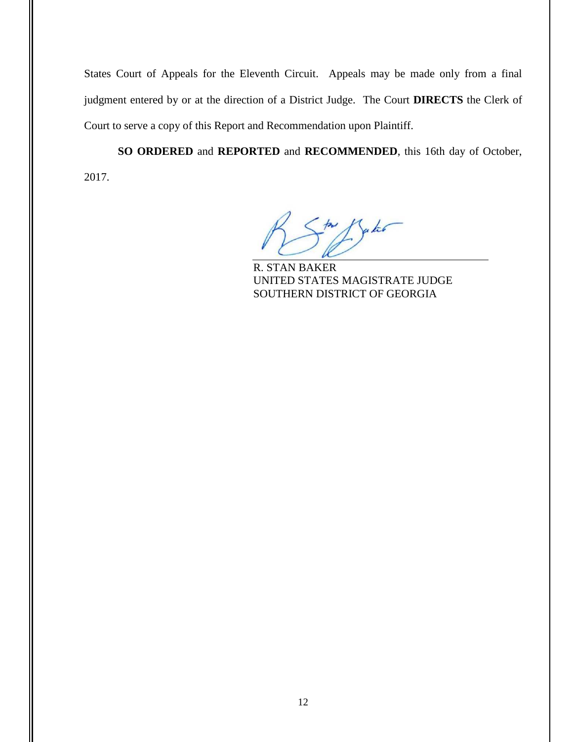States Court of Appeals for the Eleventh Circuit. Appeals may be made only from a final judgment entered by or at the direction of a District Judge. The Court **DIRECTS** the Clerk of Court to serve a copy of this Report and Recommendation upon Plaintiff.

**SO ORDERED** and **REPORTED** and **RECOMMENDED**, this 16th day of October, 2017.

R. STAN BAKER
UNITED STATES MAGISTRATE JUDGE
SOUTHERN DISTRICT OF GEORGIA